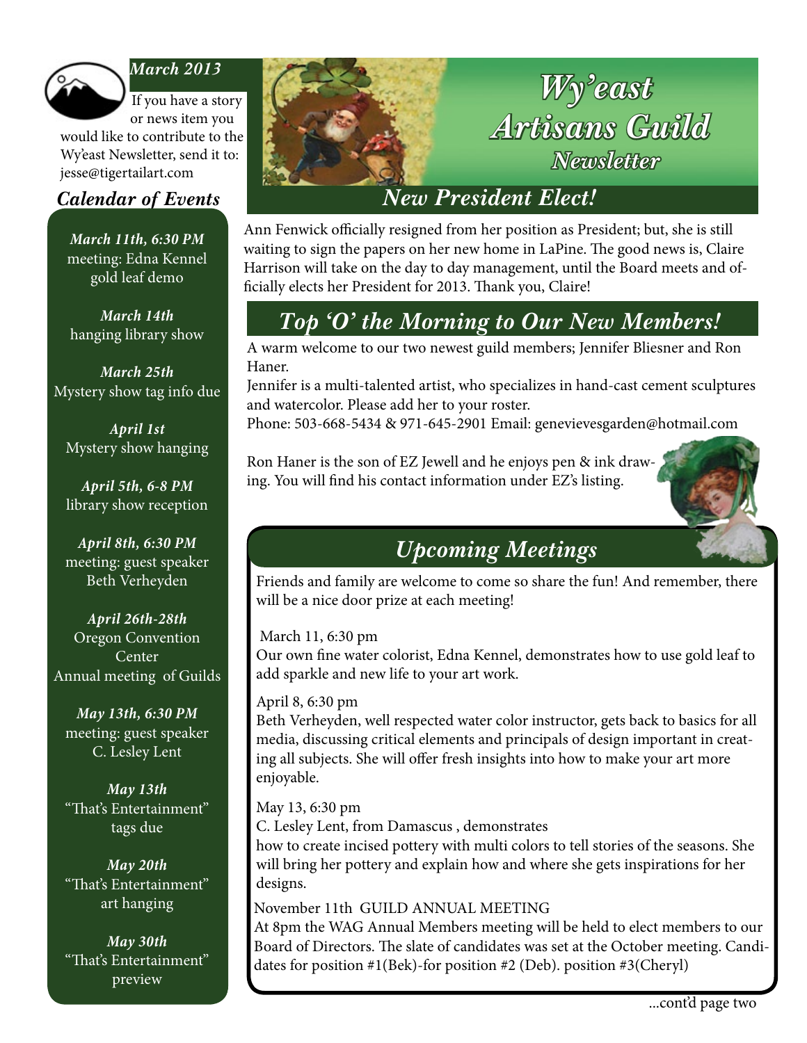# Wy'east Artisans Guild Newsletter

*March 2013*

If you have a story or news item you would like to contribute to the Wy'east Newsletter, send it to: jesse@tigertailart.com

## *Calendar of Events*

***March 11th, 6:30 PM***
meeting: Edna Kennel gold leaf demo

***March 14th***
hanging library show

***March 25th***
Mystery show tag info due

***April 1st***
Mystery show hanging

***April 5th, 6-8 PM***
library show reception

***April 8th, 6:30 PM***
meeting: guest speaker Beth Verheyden

***April 26th-28th***
Oregon Convention Center
Annual meeting of Guilds

***May 13th, 6:30 PM***
meeting: guest speaker C. Lesley Lent

***May 13th***
"That's Entertainment" tags due

***May 20th***
"That's Entertainment" art hanging

***May 30th***
"That's Entertainment" preview

## *New President Elect!*

Ann Fenwick officially resigned from her position as President; but, she is still waiting to sign the papers on her new home in LaPine. The good news is, Claire Harrison will take on the day to day management, until the Board meets and officially elects her President for 2013. Thank you, Claire!

## *Top 'O' the Morning to Our New Members!*

A warm welcome to our two newest guild members; Jennifer Bliesner and Ron Haner.

Jennifer is a multi-talented artist, who specializes in hand-cast cement sculptures and watercolor. Please add her to your roster.

Phone: 503-668-5434 & 971-645-2901 Email: genevievesgarden@hotmail.com

Ron Haner is the son of EZ Jewell and he enjoys pen & ink drawing. You will find his contact information under EZ's listing.

## *Upcoming Meetings*

Friends and family are welcome to come so share the fun! And remember, there will be a nice door prize at each meeting!

March 11, 6:30 pm
Our own fine water colorist, Edna Kennel, demonstrates how to use gold leaf to add sparkle and new life to your art work.

April 8, 6:30 pm
Beth Verheyden, well respected water color instructor, gets back to basics for all media, discussing critical elements and principals of design important in creating all subjects. She will offer fresh insights into how to make your art more enjoyable.

May 13, 6:30 pm
C. Lesley Lent, from Damascus , demonstrates
how to create incised pottery with multi colors to tell stories of the seasons. She will bring her pottery and explain how and where she gets inspirations for her designs.

November 11th GUILD ANNUAL MEETING
At 8pm the WAG Annual Members meeting will be held to elect members to our Board of Directors. The slate of candidates was set at the October meeting. Candidates for position #1(Bek)-for position #2 (Deb). position #3(Cheryl)

...cont'd page two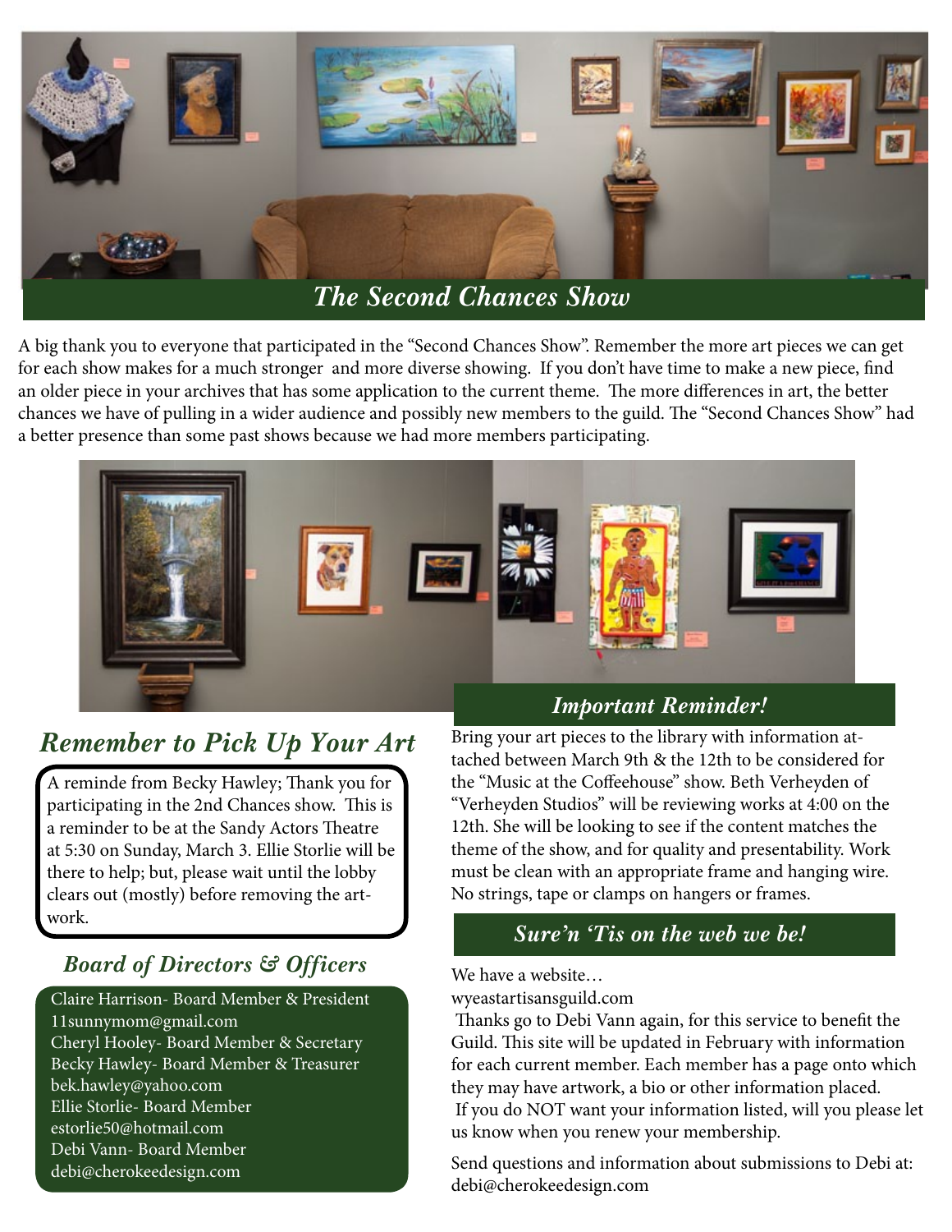## The Second Chances Show

A big thank you to everyone that participated in the "Second Chances Show". Remember the more art pieces we can get for each show makes for a much stronger and more diverse showing. If you don't have time to make a new piece, find an older piece in your archives that has some application to the current theme. The more differences in art, the better chances we have of pulling in a wider audience and possibly new members to the guild. The "Second Chances Show" had a better presence than some past shows because we had more members participating.

## Remember to Pick Up Your Art

A reminde from Becky Hawley; Thank you for participating in the 2nd Chances show. This is a reminder to be at the Sandy Actors Theatre at 5:30 on Sunday, March 3. Ellie Storlie will be there to help; but, please wait until the lobby clears out (mostly) before removing the artwork.

### Board of Directors & Officers

Claire Harrison- Board Member & President
11sunnymom@gmail.com
Cheryl Hooley- Board Member & Secretary
Becky Hawley- Board Member & Treasurer
bek.hawley@yahoo.com
Ellie Storlie- Board Member
estorlie50@hotmail.com
Debi Vann- Board Member
debi@cherokeedesign.com

## Important Reminder!

Bring your art pieces to the library with information attached between March 9th & the 12th to be considered for the "Music at the Coffeehouse" show. Beth Verheyden of "Verheyden Studios" will be reviewing works at 4:00 on the 12th. She will be looking to see if the content matches the theme of the show, and for quality and presentability. Work must be clean with an appropriate frame and hanging wire. No strings, tape or clamps on hangers or frames.

## Sure'n 'Tis on the web we be!

We have a website…
wyeastartisansguild.com

Thanks go to Debi Vann again, for this service to benefit the Guild. This site will be updated in February with information for each current member. Each member has a page onto which they may have artwork, a bio or other information placed. If you do NOT want your information listed, will you please let us know when you renew your membership.

Send questions and information about submissions to Debi at: debi@cherokeedesign.com